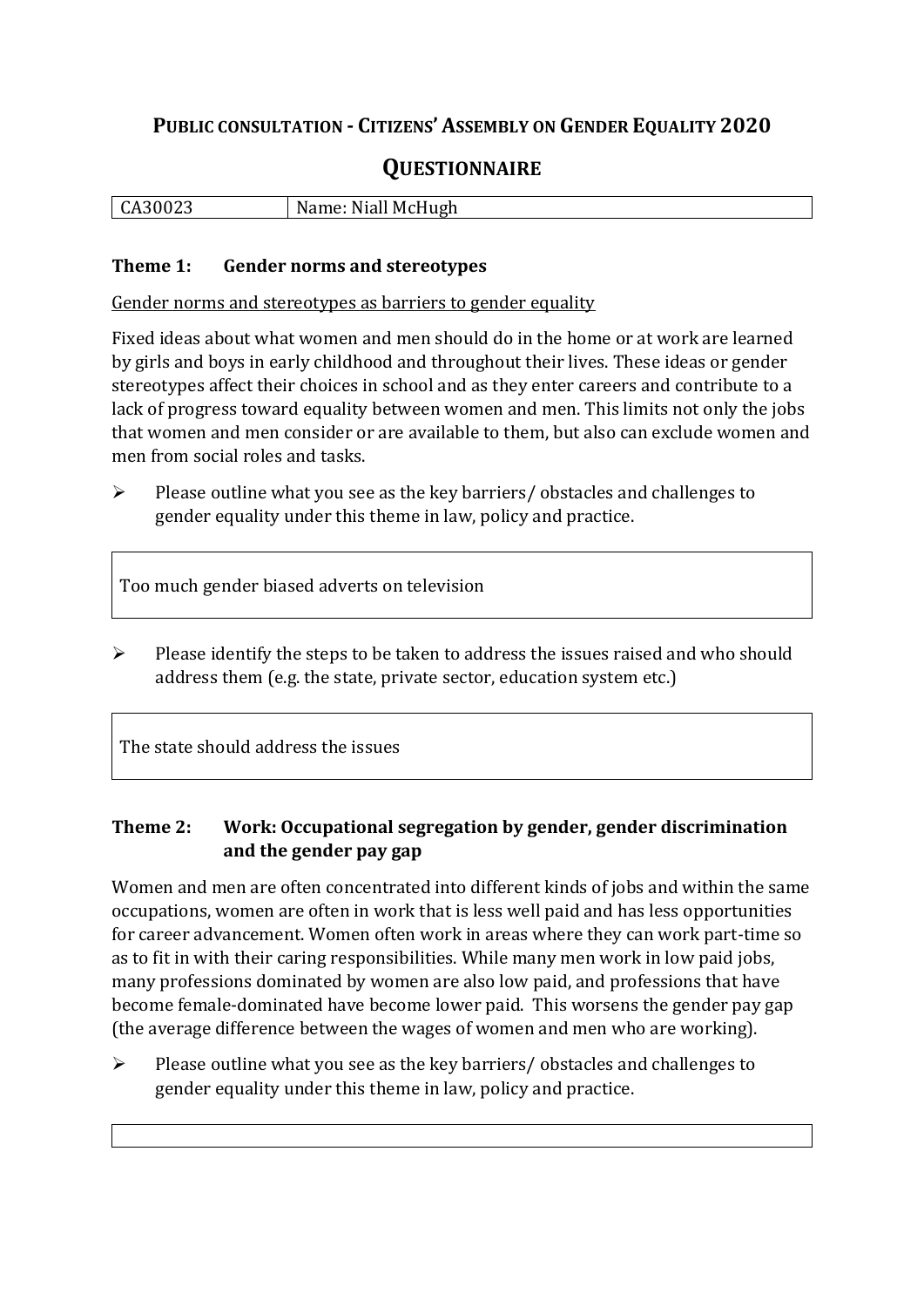# Public consultation - Citizens' Assembly on Gender Equality 2020

## Questionnaire

| CA30023 | Name: Niall McHugh |
|---|---|

### Theme 1: Gender norms and stereotypes

Gender norms and stereotypes as barriers to gender equality

Fixed ideas about what women and men should do in the home or at work are learned by girls and boys in early childhood and throughout their lives. These ideas or gender stereotypes affect their choices in school and as they enter careers and contribute to a lack of progress toward equality between women and men. This limits not only the jobs that women and men consider or are available to them, but also can exclude women and men from social roles and tasks.

- Please outline what you see as the key barriers/ obstacles and challenges to gender equality under this theme in law, policy and practice.

| Too much gender biased adverts on television |
|---|

- Please identify the steps to be taken to address the issues raised and who should address them (e.g. the state, private sector, education system etc.)

| The state should address the issues |
|---|

### Theme 2: Work: Occupational segregation by gender, gender discrimination and the gender pay gap

Women and men are often concentrated into different kinds of jobs and within the same occupations, women are often in work that is less well paid and has less opportunities for career advancement. Women often work in areas where they can work part-time so as to fit in with their caring responsibilities. While many men work in low paid jobs, many professions dominated by women are also low paid, and professions that have become female-dominated have become lower paid. This worsens the gender pay gap (the average difference between the wages of women and men who are working).

- Please outline what you see as the key barriers/ obstacles and challenges to gender equality under this theme in law, policy and practice.

| |
|---|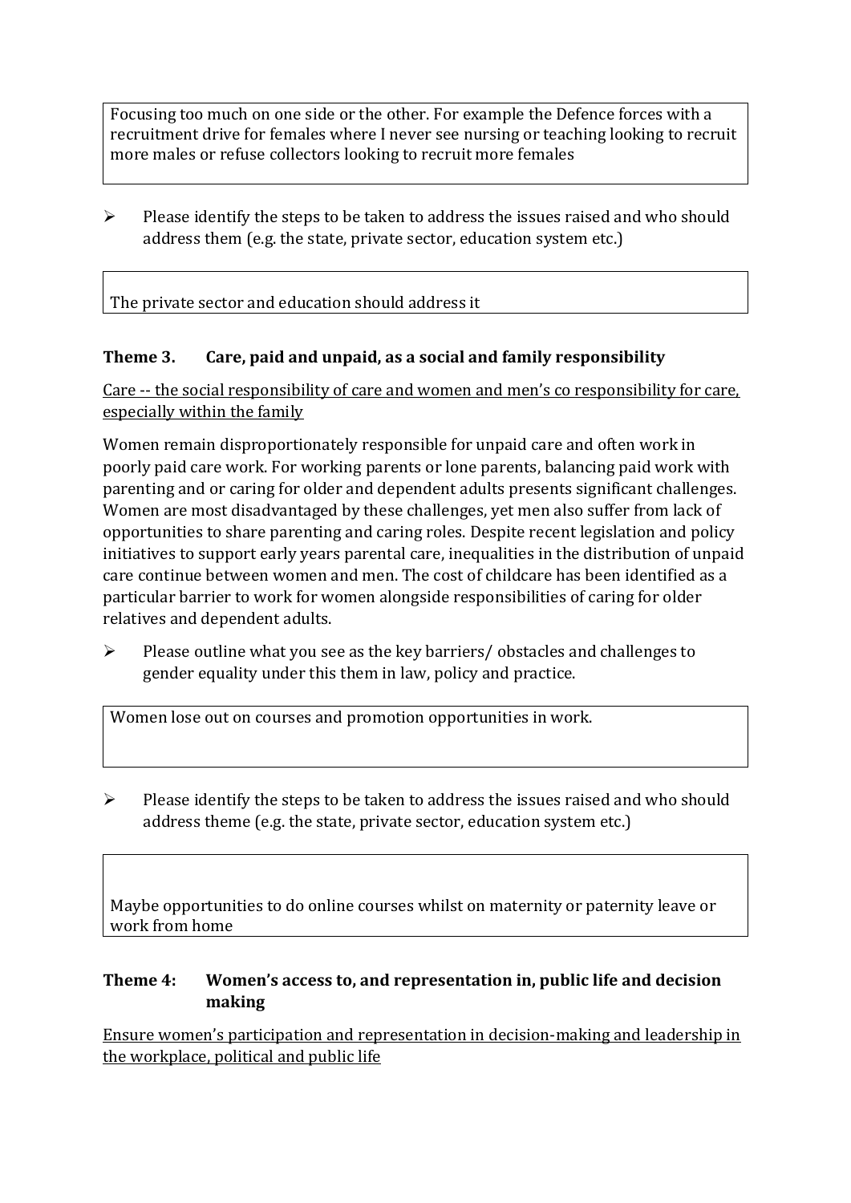Focusing too much on one side or the other. For example the Defence forces with a recruitment drive for females where I never see nursing or teaching looking to recruit more males or refuse collectors looking to recruit more females

- Please identify the steps to be taken to address the issues raised and who should address them (e.g. the state, private sector, education system etc.)

The private sector and education should address it

### Theme 3. Care, paid and unpaid, as a social and family responsibility

Care -- the social responsibility of care and women and men's co responsibility for care, especially within the family

Women remain disproportionately responsible for unpaid care and often work in poorly paid care work. For working parents or lone parents, balancing paid work with parenting and or caring for older and dependent adults presents significant challenges. Women are most disadvantaged by these challenges, yet men also suffer from lack of opportunities to share parenting and caring roles. Despite recent legislation and policy initiatives to support early years parental care, inequalities in the distribution of unpaid care continue between women and men. The cost of childcare has been identified as a particular barrier to work for women alongside responsibilities of caring for older relatives and dependent adults.

- Please outline what you see as the key barriers/ obstacles and challenges to gender equality under this them in law, policy and practice.

Women lose out on courses and promotion opportunities in work.

- Please identify the steps to be taken to address the issues raised and who should address theme (e.g. the state, private sector, education system etc.)

Maybe opportunities to do online courses whilst on maternity or paternity leave or work from home

### Theme 4: Women's access to, and representation in, public life and decision making

Ensure women's participation and representation in decision-making and leadership in the workplace, political and public life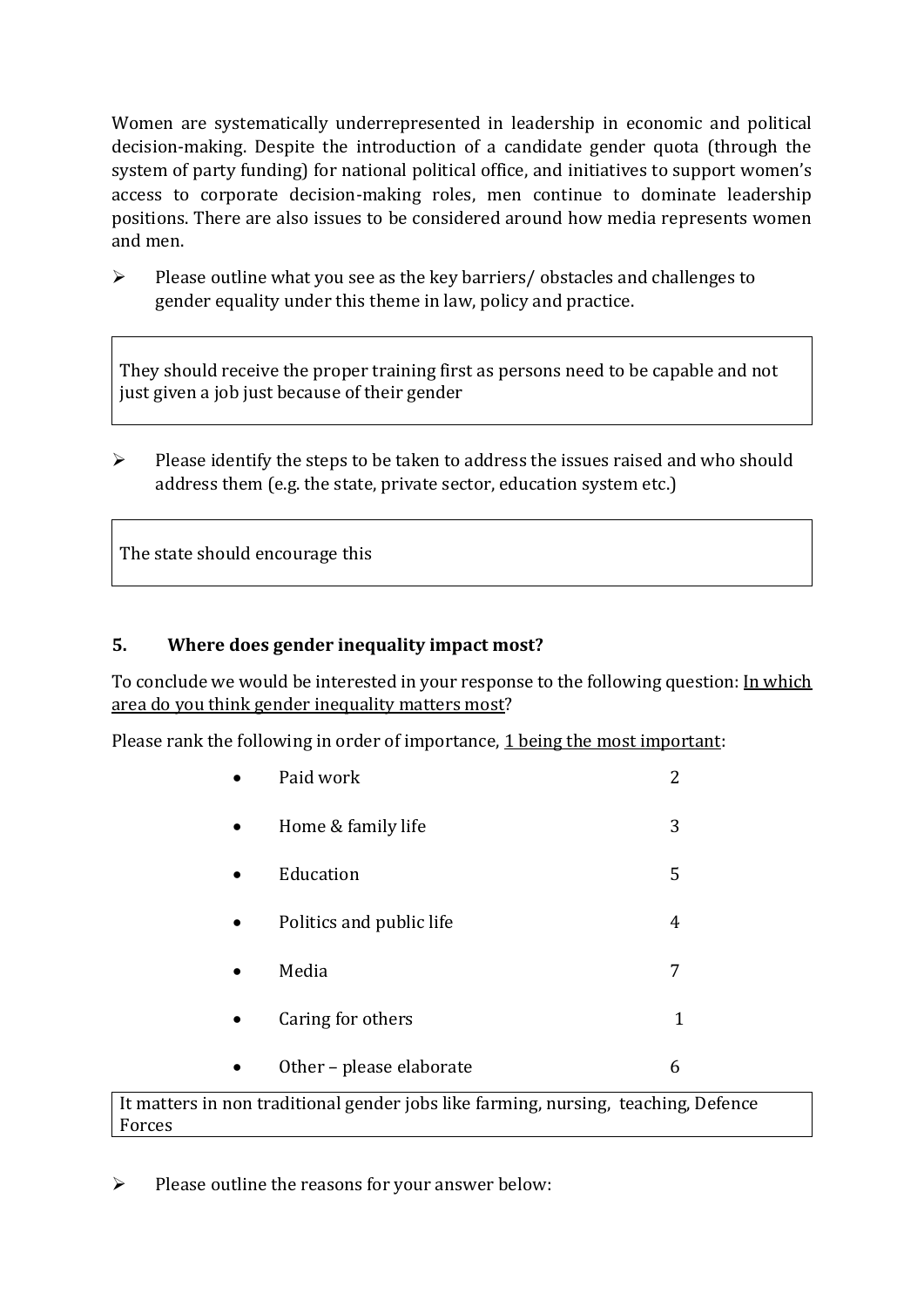Women are systematically underrepresented in leadership in economic and political decision-making. Despite the introduction of a candidate gender quota (through the system of party funding) for national political office, and initiatives to support women's access to corporate decision-making roles, men continue to dominate leadership positions. There are also issues to be considered around how media represents women and men.

- Please outline what you see as the key barriers/ obstacles and challenges to gender equality under this theme in law, policy and practice.

| They should receive the proper training first as persons need to be capable and not just given a job just because of their gender |
|---|

- Please identify the steps to be taken to address the issues raised and who should address them (e.g. the state, private sector, education system etc.)

| The state should encourage this |
|---|

## 5. Where does gender inequality impact most?

To conclude we would be interested in your response to the following question: In which area do you think gender inequality matters most?

Please rank the following in order of importance, 1 being the most important:

| | |
|---|---|
| • Paid work | 2 |
| • Home & family life | 3 |
| • Education | 5 |
| • Politics and public life | 4 |
| • Media | 7 |
| • Caring for others | 1 |
| • Other – please elaborate | 6 |

| It matters in non traditional gender jobs like farming, nursing, teaching, Defence Forces |
|---|

- Please outline the reasons for your answer below: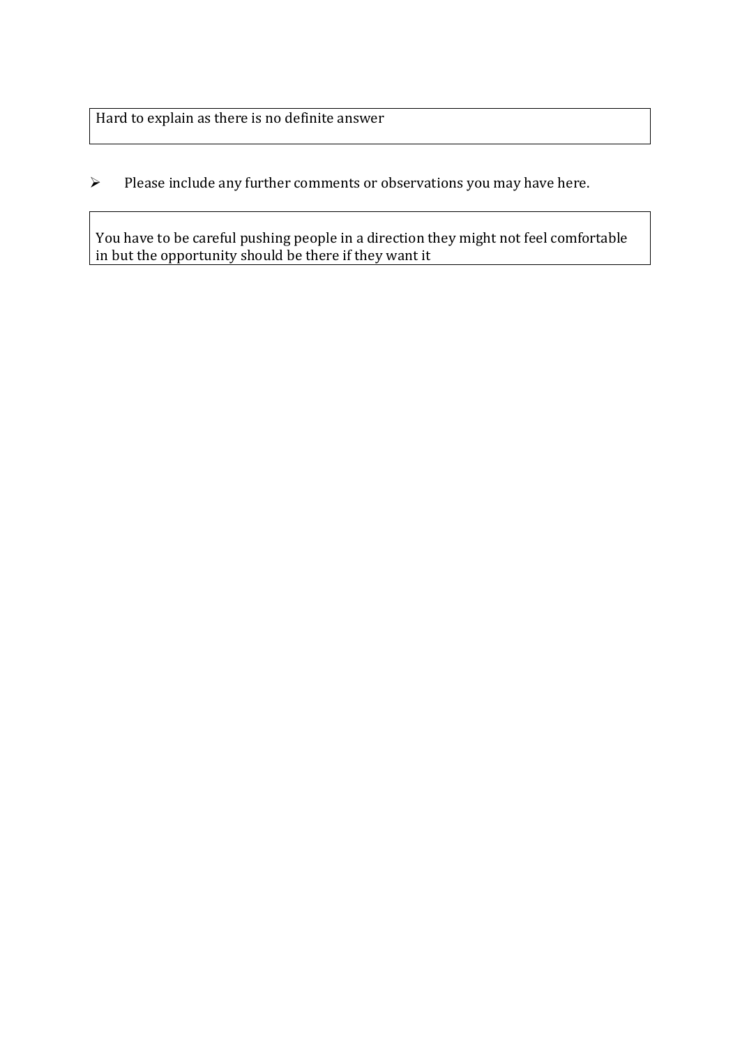| |
|---|
| Hard to explain as there is no definite answer |

- Please include any further comments or observations you may have here.

| |
|---|
| You have to be careful pushing people in a direction they might not feel comfortable in but the opportunity should be there if they want it |